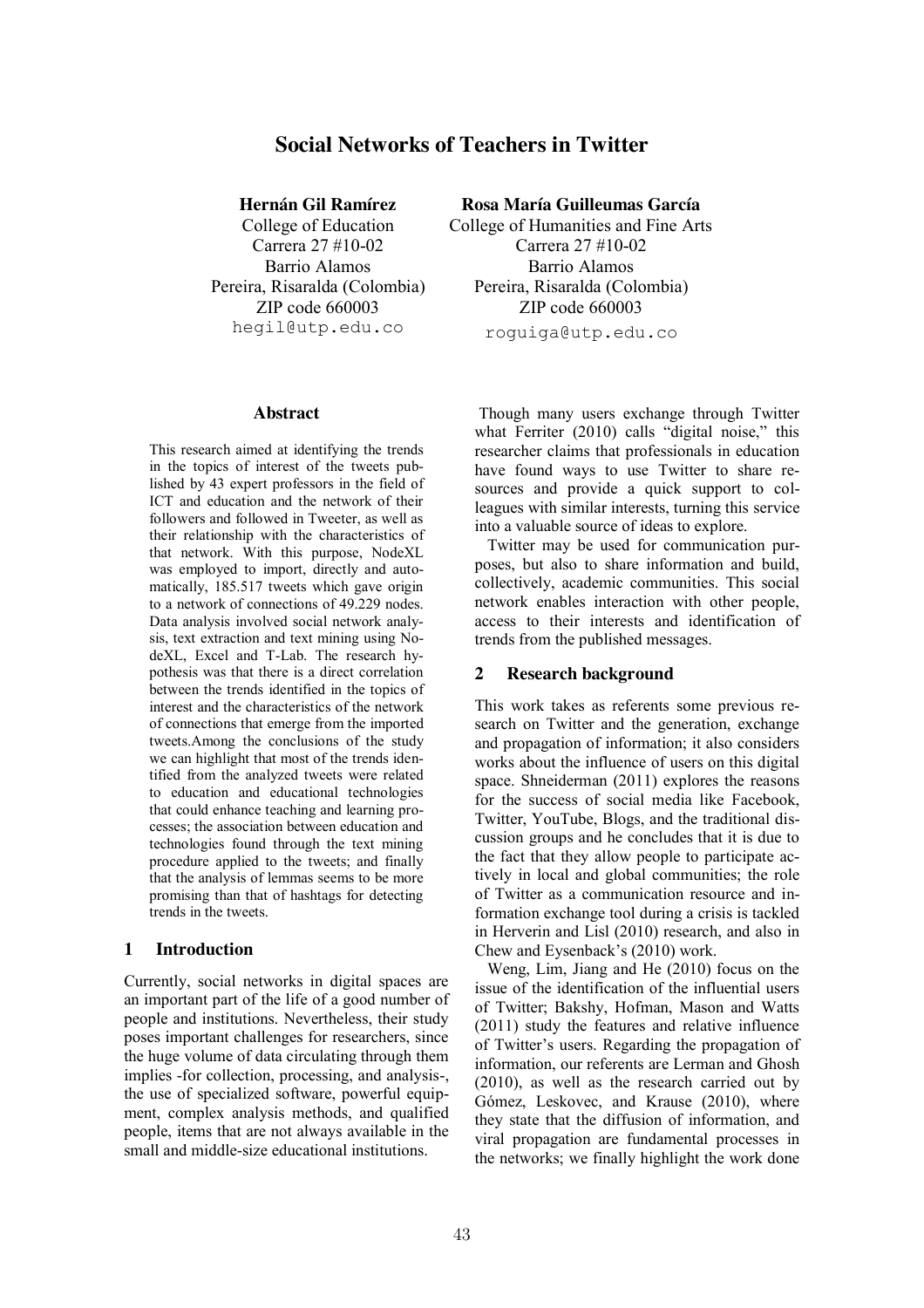# Social Networks of Teachers in Twitter

**Hernán Gil Ramírez**
College of Education
Carrera 27 #10-02
Barrio Alamos
Pereira, Risaralda (Colombia)
ZIP code 660003
hegil@utp.edu.co

**Rosa María Guilleumas García**
College of Humanities and Fine Arts
Carrera 27 #10-02
Barrio Alamos
Pereira, Risaralda (Colombia)
ZIP code 660003
roguiga@utp.edu.co

## Abstract

This research aimed at identifying the trends in the topics of interest of the tweets published by 43 expert professors in the field of ICT and education and the network of their followers and followed in Tweeter, as well as their relationship with the characteristics of that network. With this purpose, NodeXL was employed to import, directly and automatically, 185.517 tweets which gave origin to a network of connections of 49.229 nodes. Data analysis involved social network analysis, text extraction and text mining using NodeXL, Excel and T-Lab. The research hypothesis was that there is a direct correlation between the trends identified in the topics of interest and the characteristics of the network of connections that emerge from the imported tweets.Among the conclusions of the study we can highlight that most of the trends identified from the analyzed tweets were related to education and educational technologies that could enhance teaching and learning processes; the association between education and technologies found through the text mining procedure applied to the tweets; and finally that the analysis of lemmas seems to be more promising than that of hashtags for detecting trends in the tweets.

## 1 Introduction

Currently, social networks in digital spaces are an important part of the life of a good number of people and institutions. Nevertheless, their study poses important challenges for researchers, since the huge volume of data circulating through them implies -for collection, processing, and analysis-, the use of specialized software, powerful equipment, complex analysis methods, and qualified people, items that are not always available in the small and middle-size educational institutions.

Though many users exchange through Twitter what Ferriter (2010) calls "digital noise," this researcher claims that professionals in education have found ways to use Twitter to share resources and provide a quick support to colleagues with similar interests, turning this service into a valuable source of ideas to explore.

Twitter may be used for communication purposes, but also to share information and build, collectively, academic communities. This social network enables interaction with other people, access to their interests and identification of trends from the published messages.

## 2 Research background

This work takes as referents some previous research on Twitter and the generation, exchange and propagation of information; it also considers works about the influence of users on this digital space. Shneiderman (2011) explores the reasons for the success of social media like Facebook, Twitter, YouTube, Blogs, and the traditional discussion groups and he concludes that it is due to the fact that they allow people to participate actively in local and global communities; the role of Twitter as a communication resource and information exchange tool during a crisis is tackled in Herverin and Lisl (2010) research, and also in Chew and Eysenback's (2010) work.

Weng, Lim, Jiang and He (2010) focus on the issue of the identification of the influential users of Twitter; Bakshy, Hofman, Mason and Watts (2011) study the features and relative influence of Twitter's users. Regarding the propagation of information, our referents are Lerman and Ghosh (2010), as well as the research carried out by Gómez, Leskovec, and Krause (2010), where they state that the diffusion of information, and viral propagation are fundamental processes in the networks; we finally highlight the work done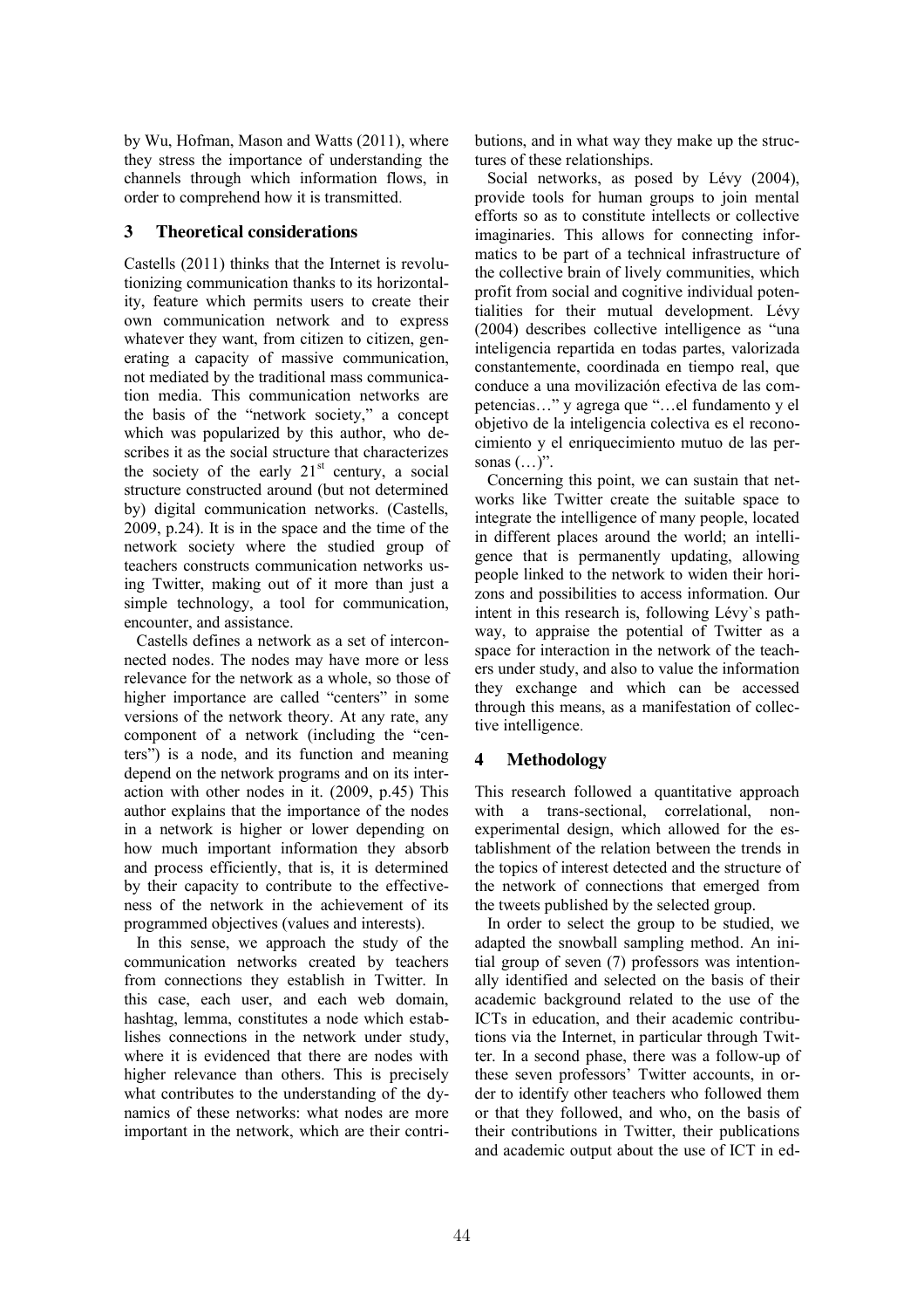by Wu, Hofman, Mason and Watts (2011), where they stress the importance of understanding the channels through which information flows, in order to comprehend how it is transmitted.

## 3 Theoretical considerations

Castells (2011) thinks that the Internet is revolutionizing communication thanks to its horizontality, feature which permits users to create their own communication network and to express whatever they want, from citizen to citizen, generating a capacity of massive communication, not mediated by the traditional mass communication media. This communication networks are the basis of the "network society," a concept which was popularized by this author, who describes it as the social structure that characterizes the society of the early 21st century, a social structure constructed around (but not determined by) digital communication networks. (Castells, 2009, p.24). It is in the space and the time of the network society where the studied group of teachers constructs communication networks using Twitter, making out of it more than just a simple technology, a tool for communication, encounter, and assistance.

Castells defines a network as a set of interconnected nodes. The nodes may have more or less relevance for the network as a whole, so those of higher importance are called "centers" in some versions of the network theory. At any rate, any component of a network (including the "centers") is a node, and its function and meaning depend on the network programs and on its interaction with other nodes in it. (2009, p.45) This author explains that the importance of the nodes in a network is higher or lower depending on how much important information they absorb and process efficiently, that is, it is determined by their capacity to contribute to the effectiveness of the network in the achievement of its programmed objectives (values and interests).

In this sense, we approach the study of the communication networks created by teachers from connections they establish in Twitter. In this case, each user, and each web domain, hashtag, lemma, constitutes a node which establishes connections in the network under study, where it is evidenced that there are nodes with higher relevance than others. This is precisely what contributes to the understanding of the dynamics of these networks: what nodes are more important in the network, which are their contributions, and in what way they make up the structures of these relationships.

Social networks, as posed by Lévy (2004), provide tools for human groups to join mental efforts so as to constitute intellects or collective imaginaries. This allows for connecting informatics to be part of a technical infrastructure of the collective brain of lively communities, which profit from social and cognitive individual potentialities for their mutual development. Lévy (2004) describes collective intelligence as "una inteligencia repartida en todas partes, valorizada constantemente, coordinada en tiempo real, que conduce a una movilización efectiva de las competencias…" y agrega que "…el fundamento y el objetivo de la inteligencia colectiva es el reconocimiento y el enriquecimiento mutuo de las personas (…)".

Concerning this point, we can sustain that networks like Twitter create the suitable space to integrate the intelligence of many people, located in different places around the world; an intelligence that is permanently updating, allowing people linked to the network to widen their horizons and possibilities to access information. Our intent in this research is, following Lévy`s pathway, to appraise the potential of Twitter as a space for interaction in the network of the teachers under study, and also to value the information they exchange and which can be accessed through this means, as a manifestation of collective intelligence.

## 4 Methodology

This research followed a quantitative approach with a trans-sectional, correlational, non-experimental design, which allowed for the establishment of the relation between the trends in the topics of interest detected and the structure of the network of connections that emerged from the tweets published by the selected group.

In order to select the group to be studied, we adapted the snowball sampling method. An initial group of seven (7) professors was intentionally identified and selected on the basis of their academic background related to the use of the ICTs in education, and their academic contributions via the Internet, in particular through Twitter. In a second phase, there was a follow-up of these seven professors' Twitter accounts, in order to identify other teachers who followed them or that they followed, and who, on the basis of their contributions in Twitter, their publications and academic output about the use of ICT in ed-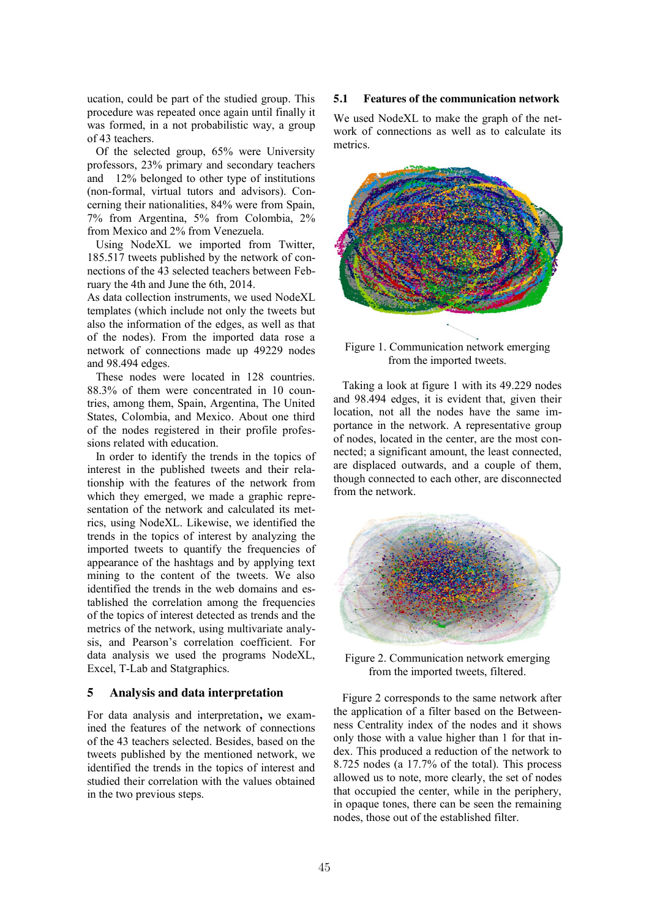ucation, could be part of the studied group. This procedure was repeated once again until finally it was formed, in a not probabilistic way, a group of 43 teachers.

Of the selected group, 65% were University professors, 23% primary and secondary teachers and 12% belonged to other type of institutions (non-formal, virtual tutors and advisors). Concerning their nationalities, 84% were from Spain, 7% from Argentina, 5% from Colombia, 2% from Mexico and 2% from Venezuela.

Using NodeXL we imported from Twitter, 185.517 tweets published by the network of connections of the 43 selected teachers between February the 4th and June the 6th, 2014.

As data collection instruments, we used NodeXL templates (which include not only the tweets but also the information of the edges, as well as that of the nodes). From the imported data rose a network of connections made up 49229 nodes and 98.494 edges.

These nodes were located in 128 countries. 88.3% of them were concentrated in 10 countries, among them, Spain, Argentina, The United States, Colombia, and Mexico. About one third of the nodes registered in their profile professions related with education.

In order to identify the trends in the topics of interest in the published tweets and their relationship with the features of the network from which they emerged, we made a graphic representation of the network and calculated its metrics, using NodeXL. Likewise, we identified the trends in the topics of interest by analyzing the imported tweets to quantify the frequencies of appearance of the hashtags and by applying text mining to the content of the tweets. We also identified the trends in the web domains and established the correlation among the frequencies of the topics of interest detected as trends and the metrics of the network, using multivariate analysis, and Pearson's correlation coefficient. For data analysis we used the programs NodeXL, Excel, T-Lab and Statgraphics.

## 5 Analysis and data interpretation

For data analysis and interpretation, we examined the features of the network of connections of the 43 teachers selected. Besides, based on the tweets published by the mentioned network, we identified the trends in the topics of interest and studied their correlation with the values obtained in the two previous steps.

### 5.1 Features of the communication network

We used NodeXL to make the graph of the network of connections as well as to calculate its metrics.

Figure 1. Communication network emerging from the imported tweets.

Taking a look at figure 1 with its 49.229 nodes and 98.494 edges, it is evident that, given their location, not all the nodes have the same importance in the network. A representative group of nodes, located in the center, are the most connected; a significant amount, the least connected, are displaced outwards, and a couple of them, though connected to each other, are disconnected from the network.

Figure 2. Communication network emerging from the imported tweets, filtered.

Figure 2 corresponds to the same network after the application of a filter based on the Betweenness Centrality index of the nodes and it shows only those with a value higher than 1 for that index. This produced a reduction of the network to 8.725 nodes (a 17.7% of the total). This process allowed us to note, more clearly, the set of nodes that occupied the center, while in the periphery, in opaque tones, there can be seen the remaining nodes, those out of the established filter.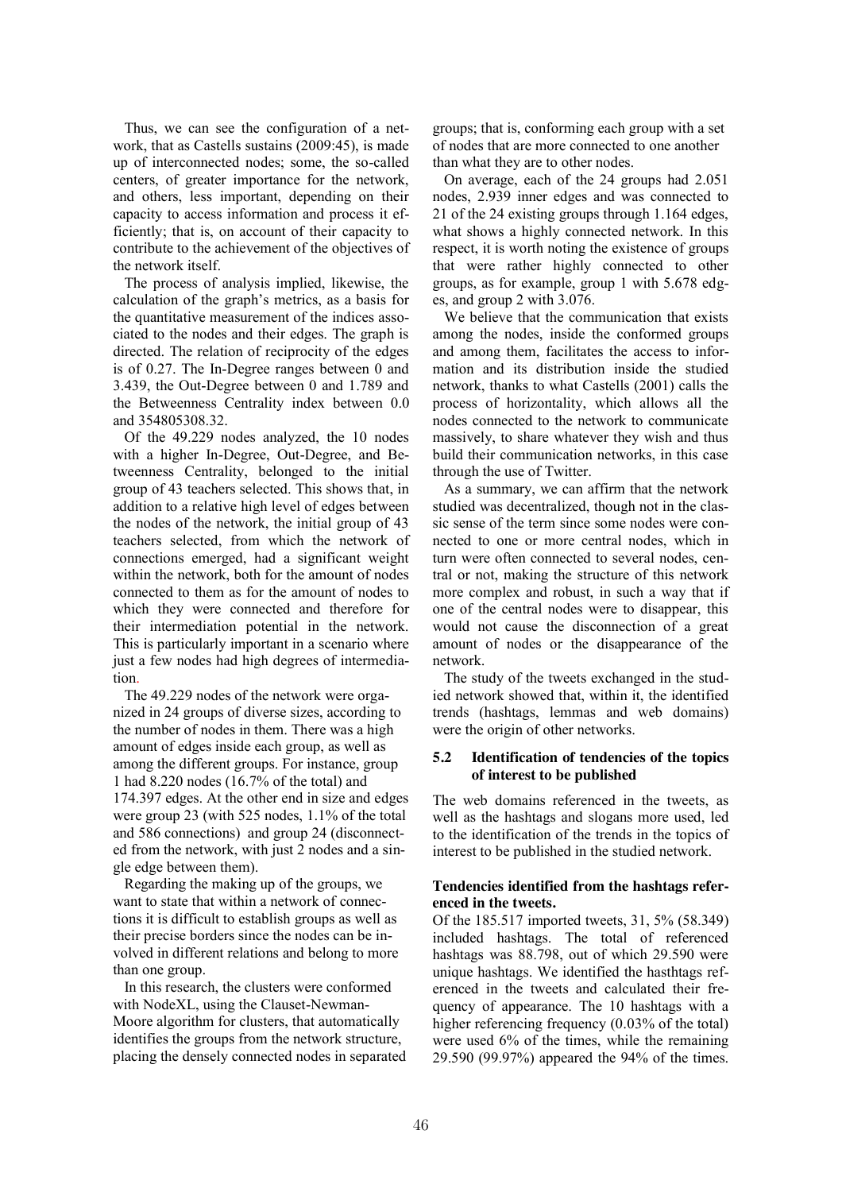Thus, we can see the configuration of a network, that as Castells sustains (2009:45), is made up of interconnected nodes; some, the so-called centers, of greater importance for the network, and others, less important, depending on their capacity to access information and process it efficiently; that is, on account of their capacity to contribute to the achievement of the objectives of the network itself.

The process of analysis implied, likewise, the calculation of the graph's metrics, as a basis for the quantitative measurement of the indices associated to the nodes and their edges. The graph is directed. The relation of reciprocity of the edges is of 0.27. The In-Degree ranges between 0 and 3.439, the Out-Degree between 0 and 1.789 and the Betweenness Centrality index between 0.0 and 354805308.32.

Of the 49.229 nodes analyzed, the 10 nodes with a higher In-Degree, Out-Degree, and Betweenness Centrality, belonged to the initial group of 43 teachers selected. This shows that, in addition to a relative high level of edges between the nodes of the network, the initial group of 43 teachers selected, from which the network of connections emerged, had a significant weight within the network, both for the amount of nodes connected to them as for the amount of nodes to which they were connected and therefore for their intermediation potential in the network. This is particularly important in a scenario where just a few nodes had high degrees of intermediation.

The 49.229 nodes of the network were organized in 24 groups of diverse sizes, according to the number of nodes in them. There was a high amount of edges inside each group, as well as among the different groups. For instance, group 1 had 8.220 nodes (16.7% of the total) and 174.397 edges. At the other end in size and edges were group 23 (with 525 nodes, 1.1% of the total and 586 connections) and group 24 (disconnected from the network, with just 2 nodes and a single edge between them).

Regarding the making up of the groups, we want to state that within a network of connections it is difficult to establish groups as well as their precise borders since the nodes can be involved in different relations and belong to more than one group.

In this research, the clusters were conformed with NodeXL, using the Clauset-Newman-Moore algorithm for clusters, that automatically identifies the groups from the network structure, placing the densely connected nodes in separated groups; that is, conforming each group with a set of nodes that are more connected to one another than what they are to other nodes.

On average, each of the 24 groups had 2.051 nodes, 2.939 inner edges and was connected to 21 of the 24 existing groups through 1.164 edges, what shows a highly connected network. In this respect, it is worth noting the existence of groups that were rather highly connected to other groups, as for example, group 1 with 5.678 edges, and group 2 with 3.076.

We believe that the communication that exists among the nodes, inside the conformed groups and among them, facilitates the access to information and its distribution inside the studied network, thanks to what Castells (2001) calls the process of horizontality, which allows all the nodes connected to the network to communicate massively, to share whatever they wish and thus build their communication networks, in this case through the use of Twitter.

As a summary, we can affirm that the network studied was decentralized, though not in the classic sense of the term since some nodes were connected to one or more central nodes, which in turn were often connected to several nodes, central or not, making the structure of this network more complex and robust, in such a way that if one of the central nodes were to disappear, this would not cause the disconnection of a great amount of nodes or the disappearance of the network.

The study of the tweets exchanged in the studied network showed that, within it, the identified trends (hashtags, lemmas and web domains) were the origin of other networks.

### 5.2 Identification of tendencies of the topics of interest to be published

The web domains referenced in the tweets, as well as the hashtags and slogans more used, led to the identification of the trends in the topics of interest to be published in the studied network.

**Tendencies identified from the hashtags referenced in the tweets.**

Of the 185.517 imported tweets, 31, 5% (58.349) included hashtags. The total of referenced hashtags was 88.798, out of which 29.590 were unique hashtags. We identified the hasthtags referenced in the tweets and calculated their frequency of appearance. The 10 hashtags with a higher referencing frequency (0.03% of the total) were used 6% of the times, while the remaining 29.590 (99.97%) appeared the 94% of the times.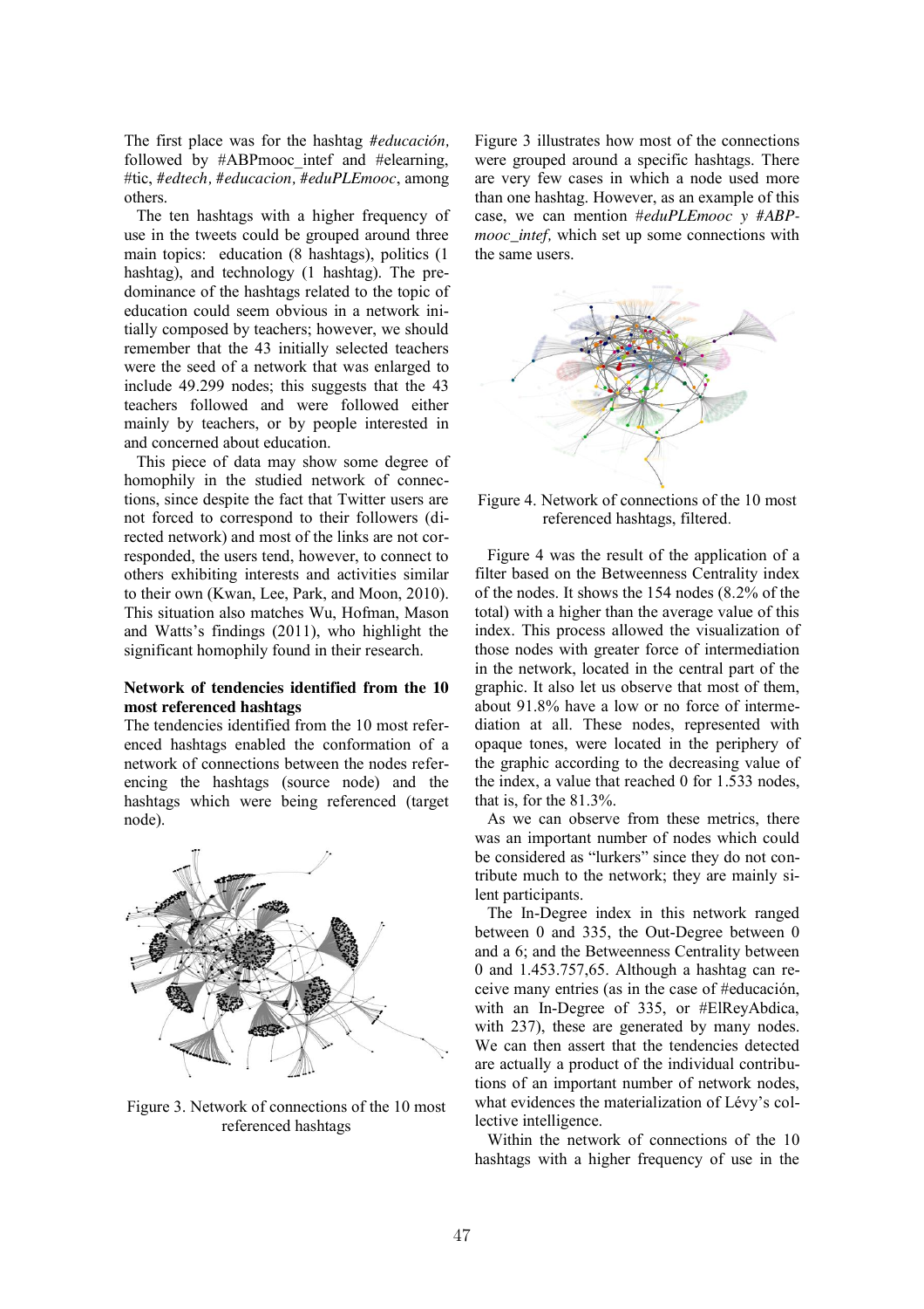The first place was for the hashtag *#educación,* followed by #ABPmooc_intef and #elearning, #tic, *#edtech*, *#educacion*, *#eduPLEmooc*, among others.

The ten hashtags with a higher frequency of use in the tweets could be grouped around three main topics: education (8 hashtags), politics (1 hashtag), and technology (1 hashtag). The predominance of the hashtags related to the topic of education could seem obvious in a network initially composed by teachers; however, we should remember that the 43 initially selected teachers were the seed of a network that was enlarged to include 49.299 nodes; this suggests that the 43 teachers followed and were followed either mainly by teachers, or by people interested in and concerned about education.

This piece of data may show some degree of homophily in the studied network of connections, since despite the fact that Twitter users are not forced to correspond to their followers (directed network) and most of the links are not corresponded, the users tend, however, to connect to others exhibiting interests and activities similar to their own (Kwan, Lee, Park, and Moon, 2010). This situation also matches Wu, Hofman, Mason and Watts's findings (2011), who highlight the significant homophily found in their research.

**Network of tendencies identified from the 10 most referenced hashtags**

The tendencies identified from the 10 most referenced hashtags enabled the conformation of a network of connections between the nodes referencing the hashtags (source node) and the hashtags which were being referenced (target node).

Figure 3. Network of connections of the 10 most referenced hashtags

Figure 3 illustrates how most of the connections were grouped around a specific hashtags. There are very few cases in which a node used more than one hashtag. However, as an example of this case, we can mention *#eduPLEmooc y #ABP-mooc_intef,* which set up some connections with the same users.

Figure 4. Network of connections of the 10 most referenced hashtags, filtered.

Figure 4 was the result of the application of a filter based on the Betweenness Centrality index of the nodes. It shows the 154 nodes (8.2% of the total) with a higher than the average value of this index. This process allowed the visualization of those nodes with greater force of intermediation in the graphic, located in the central part of the network. It also let us observe that most of them, about 91.8% have a low or no force of intermediation at all. These nodes, represented with opaque tones, were located in the periphery of the graphic according to the decreasing value of the index, a value that reached 0 for 1.533 nodes, that is, for the 81.3%.

As we can observe from these metrics, there was an important number of nodes which could be considered as "lurkers" since they do not contribute much to the network; they are mainly silent participants.

The In-Degree index in this network ranged between 0 and 335, the Out-Degree between 0 and a 6; and the Betweenness Centrality between 0 and 1.453.757,65. Although a hashtag can receive many entries (as in the case of #educación, with an In-Degree of 335, or #ElReyAbdica, with 237), these are generated by many nodes. We can then assert that the tendencies detected are actually a product of the individual contributions of an important number of network nodes, what evidences the materialization of Lévy's collective intelligence.

Within the network of connections of the 10 hashtags with a higher frequency of use in the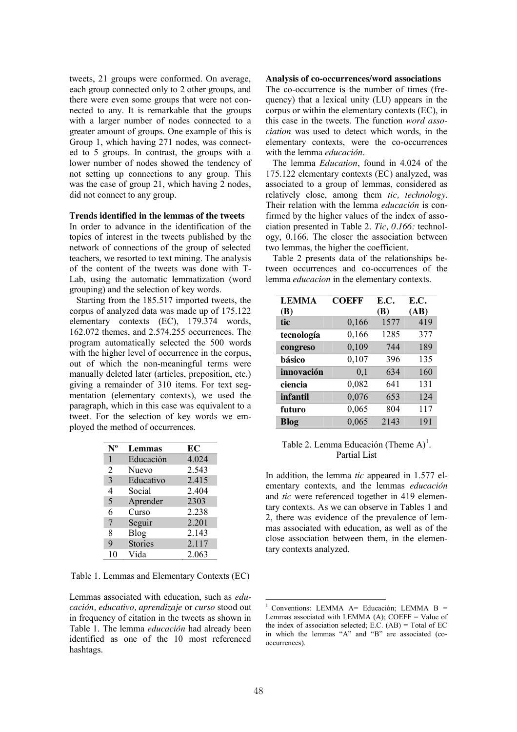tweets, 21 groups were conformed. On average, each group connected only to 2 other groups, and there were even some groups that were not connected to any. It is remarkable that the groups with a larger number of nodes connected to a greater amount of groups. One example of this is Group 1, which having 271 nodes, was connected to 5 groups. In contrast, the groups with a lower number of nodes showed the tendency of not setting up connections to any group. This was the case of group 21, which having 2 nodes, did not connect to any group.

**Trends identified in the lemmas of the tweets**

In order to advance in the identification of the topics of interest in the tweets published by the network of connections of the group of selected teachers, we resorted to text mining. The analysis of the content of the tweets was done with T-Lab, using the automatic lemmatization (word grouping) and the selection of key words.

Starting from the 185.517 imported tweets, the corpus of analyzed data was made up of 175.122 elementary contexts (EC), 179.374 words, 162.072 themes, and 2.574.255 occurrences. The program automatically selected the 500 words with the higher level of occurrence in the corpus, out of which the non-meaningful terms were manually deleted later (articles, preposition, etc.) giving a remainder of 310 items. For text segmentation (elementary contexts), we used the paragraph, which in this case was equivalent to a tweet. For the selection of key words we employed the method of occurrences.

| Nº | Lemmas | EC |
|---|---|---|
| 1 | Educación | 4.024 |
| 2 | Nuevo | 2.543 |
| 3 | Educativo | 2.415 |
| 4 | Social | 2.404 |
| 5 | Aprender | 2303 |
| 6 | Curso | 2.238 |
| 7 | Seguir | 2.201 |
| 8 | Blog | 2.143 |
| 9 | Stories | 2.117 |
| 10 | Vida | 2.063 |

Table 1. Lemmas and Elementary Contexts (EC)

Lemmas associated with education, such as *educación, educativo, aprendizaje* or *curso* stood out in frequency of citation in the tweets as shown in Table 1. The lemma *educación* had already been identified as one of the 10 most referenced hashtags.

**Analysis of co-occurrences/word associations**

The co-occurrence is the number of times (frequency) that a lexical unity (LU) appears in the corpus or within the elementary contexts (EC), in this case in the tweets. The function *word association* was used to detect which words, in the elementary contexts, were the co-occurrences with the lemma *educación*.

The lemma *Education*, found in 4.024 of the 175.122 elementary contexts (EC) analyzed, was associated to a group of lemmas, considered as relatively close, among them *tic, technology.* Their relation with the lemma *educación* is confirmed by the higher values of the index of association presented in Table 2. *Tic, 0.166:* technology, 0.166. The closer the association between two lemmas, the higher the coefficient.

Table 2 presents data of the relationships between occurrences and co-occurrences of the lemma *educacion* in the elementary contexts.

| LEMMA (B) | COEFF | E.C. (B) | E.C. (AB) |
|---|---|---|---|
| tic | 0,166 | 1577 | 419 |
| tecnología | 0,166 | 1285 | 377 |
| congreso | 0,109 | 744 | 189 |
| básico | 0,107 | 396 | 135 |
| innovación | 0,1 | 634 | 160 |
| ciencia | 0,082 | 641 | 131 |
| infantil | 0,076 | 653 | 124 |
| futuro | 0,065 | 804 | 117 |
| Blog | 0,065 | 2143 | 191 |

Table 2. Lemma Educación (Theme A)[1]. Partial List

In addition, the lemma *tic* appeared in 1.577 elementary contexts, and the lemmas *educación* and *tic* were referenced together in 419 elementary contexts. As we can observe in Tables 1 and 2, there was evidence of the prevalence of lemmas associated with education, as well as of the close association between them, in the elementary contexts analyzed.

[1] Conventions: LEMMA A= Educación; LEMMA B = Lemmas associated with LEMMA (A); COEFF = Value of the index of association selected; E.C. (AB) = Total of EC in which the lemmas "A" and "B" are associated (co-occurrences).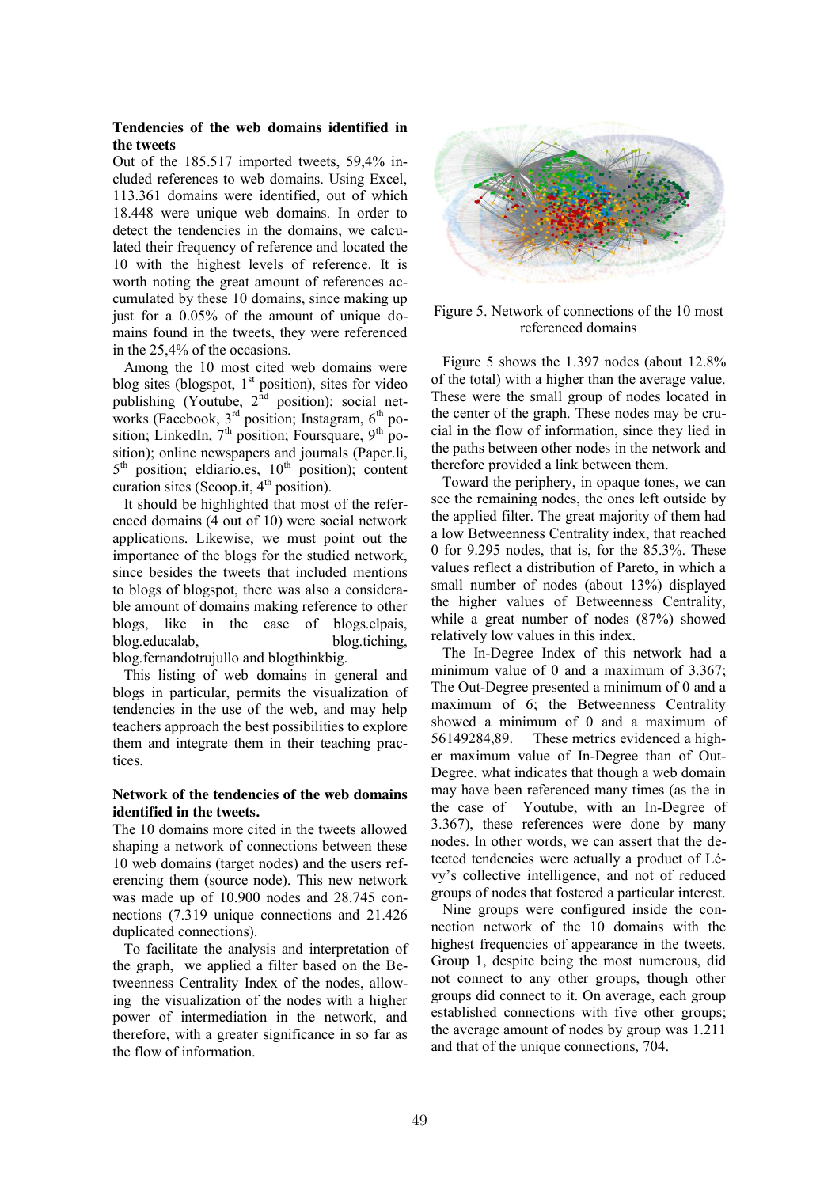**Tendencies of the web domains identified in the tweets**

Out of the 185.517 imported tweets, 59,4% included references to web domains. Using Excel, 113.361 domains were identified, out of which 18.448 were unique web domains. In order to detect the tendencies in the domains, we calculated their frequency of reference and located the 10 with the highest levels of reference. It is worth noting the great amount of references accumulated by these 10 domains, since making up just for a 0.05% of the amount of unique domains found in the tweets, they were referenced in the 25,4% of the occasions.

Among the 10 most cited web domains were blog sites (blogspot, 1st position), sites for video publishing (Youtube, 2nd position); social networks (Facebook, 3rd position; Instagram, 6th position; LinkedIn, 7th position; Foursquare, 9th position); online newspapers and journals (Paper.li, 5th position; eldiario.es, 10th position); content curation sites (Scoop.it, 4th position).

It should be highlighted that most of the referenced domains (4 out of 10) were social network applications. Likewise, we must point out the importance of the blogs for the studied network, since besides the tweets that included mentions to blogs of blogspot, there was also a considerable amount of domains making reference to other blogs, like in the case of blogs.elpais, blog.educalab, blog.tiching, blog.fernandotrujullo and blogthinkbig.

This listing of web domains in general and blogs in particular, permits the visualization of tendencies in the use of the web, and may help teachers approach the best possibilities to explore them and integrate them in their teaching practices.

**Network of the tendencies of the web domains identified in the tweets.**

The 10 domains more cited in the tweets allowed shaping a network of connections between these 10 web domains (target nodes) and the users referencing them (source node). This new network was made up of 10.900 nodes and 28.745 connections (7.319 unique connections and 21.426 duplicated connections).

To facilitate the analysis and interpretation of the graph, we applied a filter based on the Betweenness Centrality Index of the nodes, allowing the visualization of the nodes with a higher power of intermediation in the network, and therefore, with a greater significance in so far as the flow of information.

Figure 5. Network of connections of the 10 most referenced domains

Figure 5 shows the 1.397 nodes (about 12.8% of the total) with a higher than the average value. These were the small group of nodes located in the center of the graph. These nodes may be crucial in the flow of information, since they lied in the paths between other nodes in the network and therefore provided a link between them.

Toward the periphery, in opaque tones, we can see the remaining nodes, the ones left outside by the applied filter. The great majority of them had a low Betweenness Centrality index, that reached 0 for 9.295 nodes, that is, for the 85.3%. These values reflect a distribution of Pareto, in which a small number of nodes (about 13%) displayed the higher values of Betweenness Centrality, while a great number of nodes (87%) showed relatively low values in this index.

The In-Degree Index of this network had a minimum value of 0 and a maximum of 3.367; The Out-Degree presented a minimum of 0 and a maximum of 6; the Betweenness Centrality showed a minimum of 0 and a maximum of 56149284,89. These metrics evidenced a higher maximum value of In-Degree than of Out-Degree, what indicates that though a web domain may have been referenced many times (as the in the case of Youtube, with an In-Degree of 3.367), these references were done by many nodes. In other words, we can assert that the detected tendencies were actually a product of Lévy's collective intelligence, and not of reduced groups of nodes that fostered a particular interest.

Nine groups were configured inside the connection network of the 10 domains with the highest frequencies of appearance in the tweets. Group 1, despite being the most numerous, did not connect to any other groups, though other groups did connect to it. On average, each group established connections with five other groups; the average amount of nodes by group was 1.211 and that of the unique connections, 704.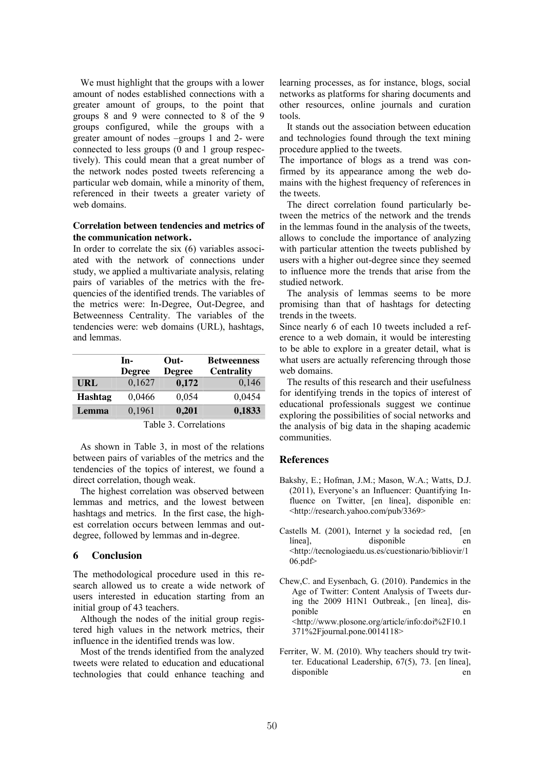We must highlight that the groups with a lower amount of nodes established connections with a greater amount of groups, to the point that groups 8 and 9 were connected to 8 of the 9 groups configured, while the groups with a greater amount of nodes –groups 1 and 2- were connected to less groups (0 and 1 group respectively). This could mean that a great number of the network nodes posted tweets referencing a particular web domain, while a minority of them, referenced in their tweets a greater variety of web domains.

**Correlation between tendencies and metrics of the communication network.**

In order to correlate the six (6) variables associated with the network of connections under study, we applied a multivariate analysis, relating pairs of variables of the metrics with the frequencies of the identified trends. The variables of the metrics were: In-Degree, Out-Degree, and Betweenness Centrality. The variables of the tendencies were: web domains (URL), hashtags, and lemmas.

| | In-Degree | Out-Degree | Betweenness Centrality |
|---|---|---|---|
| **URL** | 0,1627 | **0,172** | 0,146 |
| **Hashtag** | 0,0466 | 0,054 | 0,0454 |
| **Lemma** | 0,1961 | **0,201** | **0,1833** |

Table 3. Correlations

As shown in Table 3, in most of the relations between pairs of variables of the metrics and the tendencies of the topics of interest, we found a direct correlation, though weak.

The highest correlation was observed between lemmas and metrics, and the lowest between hashtags and metrics. In the first case, the highest correlation occurs between lemmas and out-degree, followed by lemmas and in-degree.

## 6 Conclusion

The methodological procedure used in this research allowed us to create a wide network of users interested in education starting from an initial group of 43 teachers.

Although the nodes of the initial group registered high values in the network metrics, their influence in the identified trends was low.

Most of the trends identified from the analyzed tweets were related to education and educational technologies that could enhance teaching and learning processes, as for instance, blogs, social networks as platforms for sharing documents and other resources, online journals and curation tools.

It stands out the association between education and technologies found through the text mining procedure applied to the tweets.

The importance of blogs as a trend was confirmed by its appearance among the web domains with the highest frequency of references in the tweets.

The direct correlation found particularly between the metrics of the network and the trends in the lemmas found in the analysis of the tweets, allows to conclude the importance of analyzing with particular attention the tweets published by users with a higher out-degree since they seemed to influence more the trends that arise from the studied network.

The analysis of lemmas seems to be more promising than that of hashtags for detecting trends in the tweets.

Since nearly 6 of each 10 tweets included a reference to a web domain, it would be interesting to be able to explore in a greater detail, what is what users are actually referencing through those web domains.

The results of this research and their usefulness for identifying trends in the topics of interest of educational professionals suggest we continue exploring the possibilities of social networks and the analysis of big data in the shaping academic communities.

## References

Bakshy, E.; Hofman, J.M.; Mason, W.A.; Watts, D.J. (2011), Everyone's an Influencer: Quantifying Influence on Twitter, [en línea], disponible en: <http://research.yahoo.com/pub/3369>

Castells M. (2001), Internet y la sociedad red, [en línea], disponible en <http://tecnologiaedu.us.es/cuestionario/bibliovir/106.pdf>

Chew,C. and Eysenbach, G. (2010). Pandemics in the Age of Twitter: Content Analysis of Tweets during the 2009 H1N1 Outbreak., [en línea], disponible en <http://www.plosone.org/article/info:doi%2F10.1371%2Fjournal.pone.0014118>

Ferriter, W. M. (2010). Why teachers should try twitter. Educational Leadership, 67(5), 73. [en línea], disponible en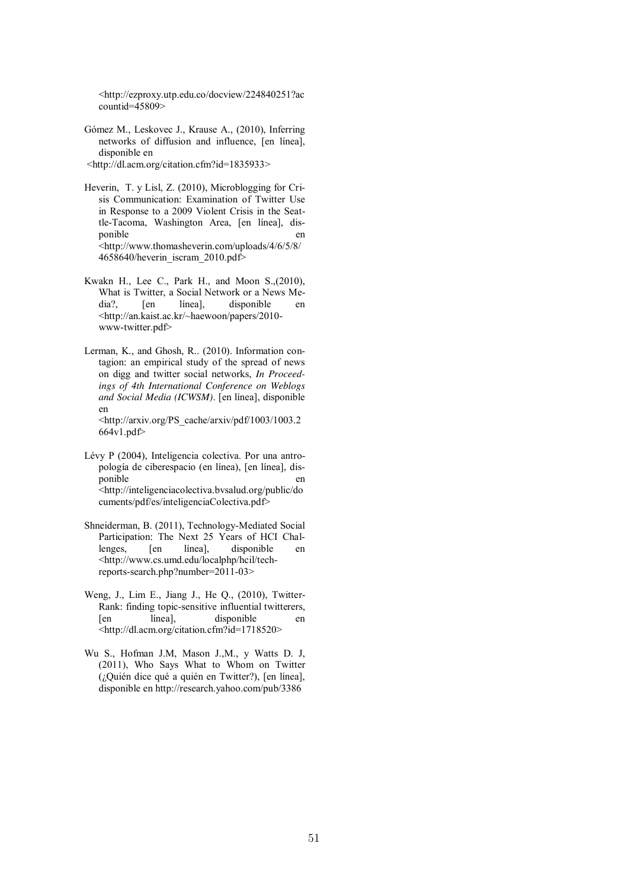<http://ezproxy.utp.edu.co/docview/224840251?accountid=45809>

Gómez M., Leskovec J., Krause A., (2010), Inferring networks of diffusion and influence, [en línea], disponible en <http://dl.acm.org/citation.cfm?id=1835933>

Heverin, T. y Lisl, Z. (2010), Microblogging for Crisis Communication: Examination of Twitter Use in Response to a 2009 Violent Crisis in the Seattle-Tacoma, Washington Area, [en línea], disponible en <http://www.thomasheverin.com/uploads/4/6/5/8/4658640/heverin_iscram_2010.pdf>

Kwakn H., Lee C., Park H., and Moon S.,(2010), What is Twitter, a Social Network or a News Media?, [en línea], disponible en <http://an.kaist.ac.kr/~haewoon/papers/2010-www-twitter.pdf>

Lerman, K., and Ghosh, R.. (2010). Information contagion: an empirical study of the spread of news on digg and twitter social networks, *In Proceedings of 4th International Conference on Weblogs and Social Media (ICWSM)*. [en línea], disponible en <http://arxiv.org/PS_cache/arxiv/pdf/1003/1003.2664v1.pdf>

Lévy P (2004), Inteligencia colectiva. Por una antropología de ciberespacio (en línea), [en línea], disponible en <http://inteligenciacolectiva.bvsalud.org/public/documents/pdf/es/inteligenciaColectiva.pdf>

Shneiderman, B. (2011), Technology-Mediated Social Participation: The Next 25 Years of HCI Challenges, [en línea], disponible en <http://www.cs.umd.edu/localphp/hcil/tech-reports-search.php?number=2011-03>

Weng, J., Lim E., Jiang J., He Q., (2010), Twitter-Rank: finding topic-sensitive influential twitterers, [en línea], disponible en <http://dl.acm.org/citation.cfm?id=1718520>

Wu S., Hofman J.M, Mason J.,M., y Watts D. J, (2011), Who Says What to Whom on Twitter (¿Quién dice qué a quién en Twitter?), [en línea], disponible en http://research.yahoo.com/pub/3386